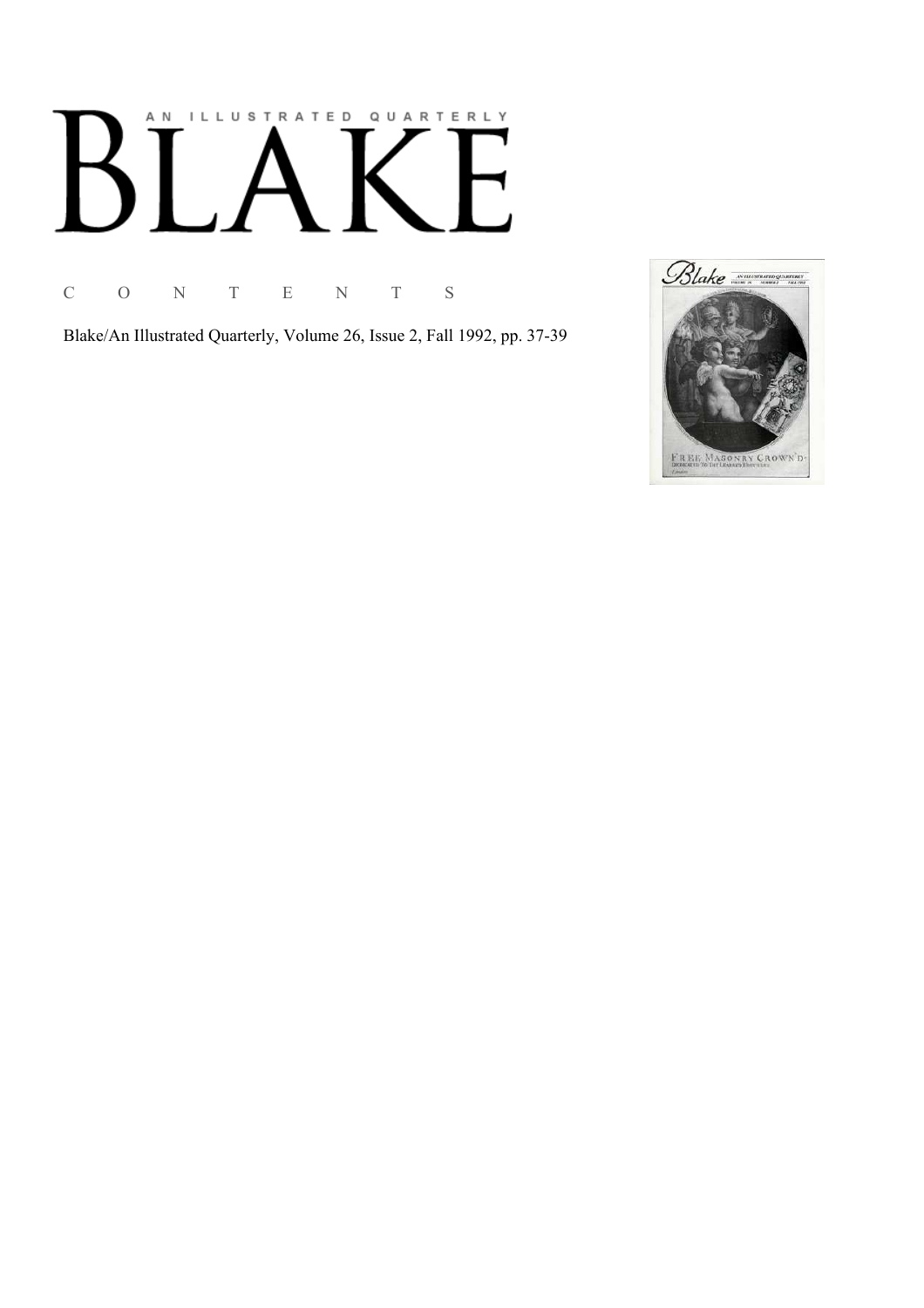# AN ILLUSTRATED QUARTERLY
# BLAKE

C O N T E N T S

Blake/An Illustrated Quarterly, Volume 26, Issue 2, Fall 1992, pp. 37-39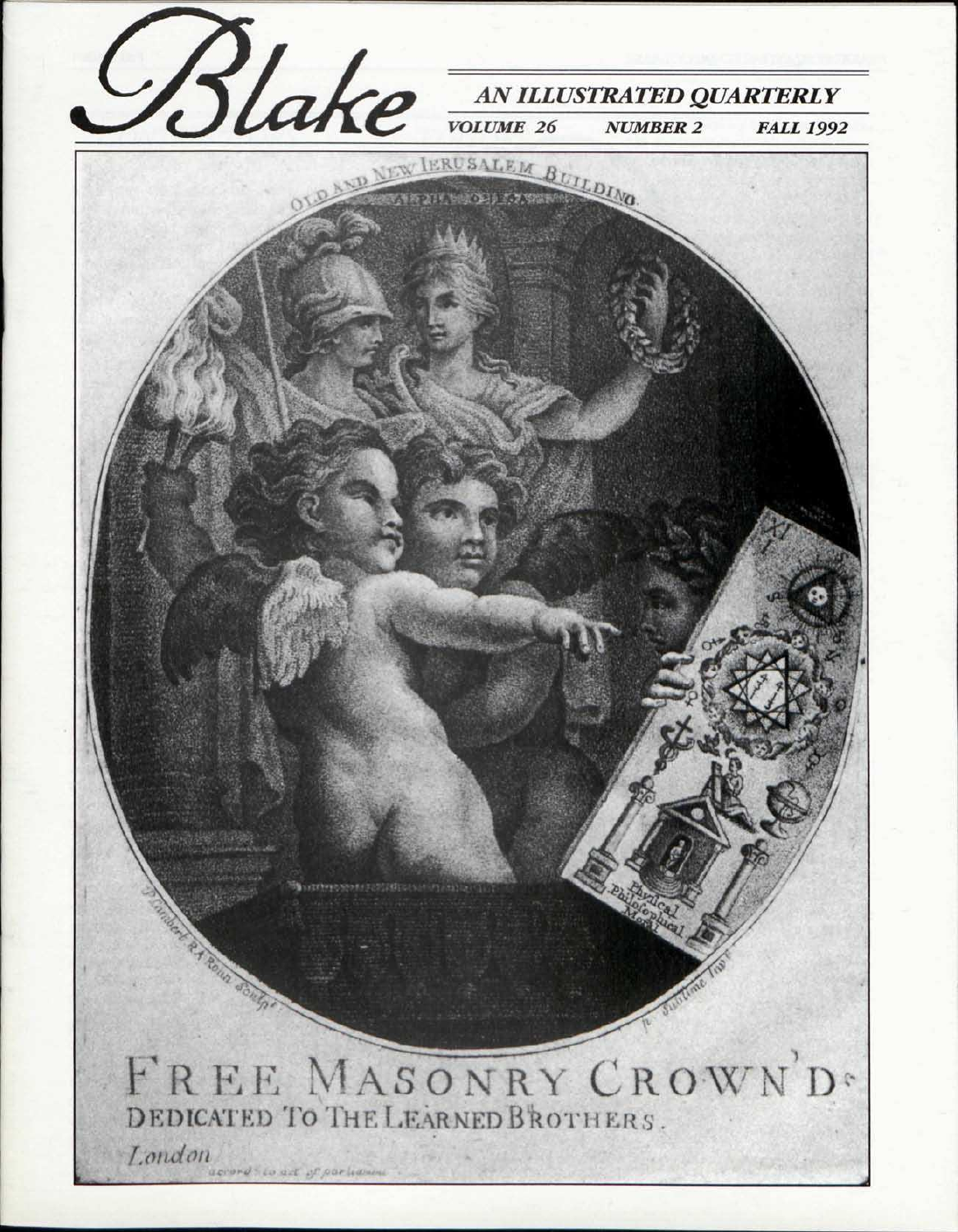# Blake

## AN ILLUSTRATED QUARTERLY

VOLUME 26 NUMBER 2 FALL 1992

OLD AND NEW JERUSALEM BUILDING

ALPHA OMEGA

Physical Philosophical Moral

FREE MASONRY CROWN'D.

DEDICATED TO THE LEARNED BROTHERS.

London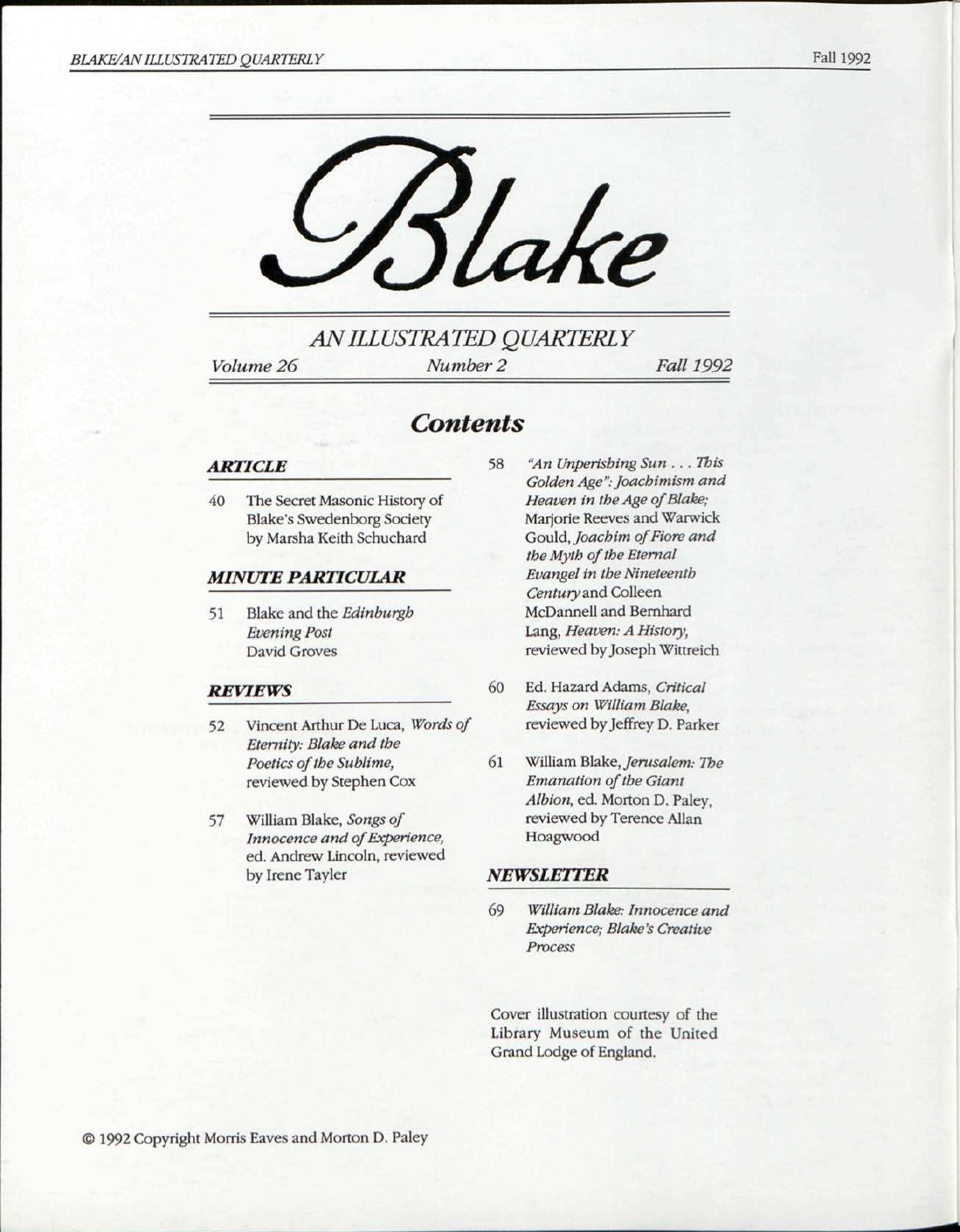# Blake

## AN ILLUSTRATED QUARTERLY

*Volume 26* *Number 2* *Fall 1992*

## Contents

### ARTICLE

40 The Secret Masonic History of Blake's Swedenborg Society by Marsha Keith Schuchard

### MINUTE PARTICULAR

51 Blake and the *Edinburgh Evening Post* David Groves

### REVIEWS

52 Vincent Arthur De Luca, *Words of Eternity: Blake and the Poetics of the Sublime*, reviewed by Stephen Cox

57 William Blake, *Songs of Innocence and of Experience*, ed. Andrew Lincoln, reviewed by Irene Tayler

58 *"An Unperishing Sun . . . This Golden Age": Joachimism and Heaven in the Age of Blake;* Marjorie Reeves and Warwick Gould, *Joachim of Fiore and the Myth of the Eternal Evangel in the Nineteenth Century* and Colleen McDannell and Bernhard Lang, *Heaven: A History*, reviewed by Joseph Wittreich

60 Ed. Hazard Adams, *Critical Essays on William Blake*, reviewed by Jeffrey D. Parker

61 William Blake, *Jerusalem: The Emanation of the Giant Albion*, ed. Morton D. Paley, reviewed by Terence Allan Hoagwood

### NEWSLETTER

69 *William Blake: Innocence and Experience; Blake's Creative Process*

Cover illustration courtesy of the Library Museum of the United Grand Lodge of England.

© 1992 Copyright Morris Eaves and Morton D. Paley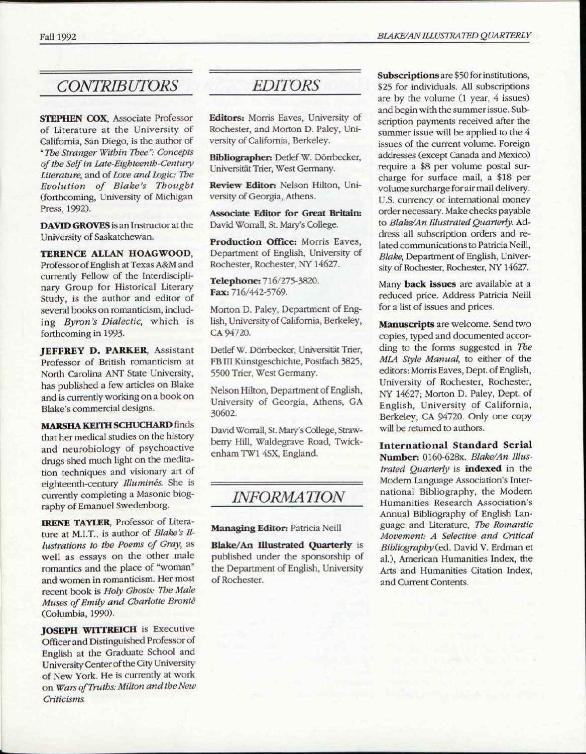## CONTRIBUTORS

**STEPHEN COX**, Associate Professor of Literature at the University of California, San Diego, is the author of *"The Stranger Within Thee": Concepts of the Self in Late-Eighteenth-Century Literature*, and of *Love and Logic: The Evolution of Blake's Thought* (forthcoming, University of Michigan Press, 1992).

**DAVID GROVES** is an Instructor at the University of Saskatchewan.

**TERENCE ALLAN HOAGWOOD**, Professor of English at Texas A&M and currently Fellow of the Interdisciplinary Group for Historical Literary Study, is the author and editor of several books on romanticism, including *Byron's Dialectic*, which is forthcoming in 1993.

**JEFFREY D. PARKER**, Assistant Professor of British romanticism at North Carolina ANT State University, has published a few articles on Blake and is currently working on a book on Blake's commercial designs.

**MARSHA KEITH SCHUCHARD** finds that her medical studies on the history and neurobiology of psychoactive drugs shed much light on the meditation techniques and visionary art of eighteenth-century *Illuminés*. She is currently completing a Masonic biography of Emanuel Swedenborg.

**IRENE TAYLER**, Professor of Literature at M.I.T., is author of *Blake's Illustrations to the Poems of Gray*, as well as essays on the other male romantics and the place of "woman" and women in romanticism. Her most recent book is *Holy Ghosts: The Male Muses of Emily and Charlotte Brontë* (Columbia, 1990).

**JOSEPH WITTREICH** is Executive Officer and Distinguished Professor of English at the Graduate School and University Center of the City University of New York. He is currently at work on *Wars of Truths: Milton and the New Criticisms*.

## EDITORS

**Editors:** Morris Eaves, University of Rochester, and Morton D. Paley, University of California, Berkeley.

**Bibliographer:** Detlef W. Dörrbecker, Universität Trier, West Germany.

**Review Editor:** Nelson Hilton, University of Georgia, Athens.

**Associate Editor for Great Britain:** David Worrall, St. Mary's College.

**Production Office:** Morris Eaves, Department of English, University of Rochester, Rochester, NY 14627.

**Telephone:** 716/275-3820.
**Fax:** 716/442-5769.

Morton D. Paley, Department of English, University of California, Berkeley, CA 94720.

Detlef W. Dörrbecker, Universität Trier, FB III Kunstgeschichte, Postfach 3825, 5500 Trier, West Germany.

Nelson Hilton, Department of English, University of Georgia, Athens, GA 30602.

David Worrall, St. Mary's College, Strawberry Hill, Waldegrave Road, Twickenham TW1 4SX, England.

## INFORMATION

**Managing Editor:** Patricia Neill

**Blake/An Illustrated Quarterly** is published under the sponsorship of the Department of English, University of Rochester.

**Subscriptions** are $50 for institutions, $25 for individuals. All subscriptions are by the volume (1 year, 4 issues) and begin with the summer issue. Subscription payments received after the summer issue will be applied to the 4 issues of the current volume. Foreign addresses (except Canada and Mexico) require a $8 per volume postal surcharge for surface mail, a $18 per volume surcharge for air mail delivery. U.S. currency or international money order necessary. Make checks payable to *Blake/An Illustrated Quarterly*. Address all subscription orders and related communications to Patricia Neill, *Blake*, Department of English, University of Rochester, Rochester, NY 14627.

Many **back issues** are available at a reduced price. Address Patricia Neill for a list of issues and prices.

**Manuscripts** are welcome. Send two copies, typed and documented according to the forms suggested in *The MLA Style Manual*, to either of the editors: Morris Eaves, Dept. of English, University of Rochester, Rochester, NY 14627; Morton D. Paley, Dept. of English, University of California, Berkeley, CA 94720. Only one copy will be returned to authors.

**International Standard Serial Number:** 0160-628x. *Blake/An Illustrated Quarterly* is **indexed** in the Modern Language Association's International Bibliography, the Modern Humanities Research Association's Annual Bibliography of English Language and Literature, *The Romantic Movement: A Selective and Critical Bibliography* (ed. David V. Erdman et al.), American Humanities Index, the Arts and Humanities Citation Index, and Current Contents.